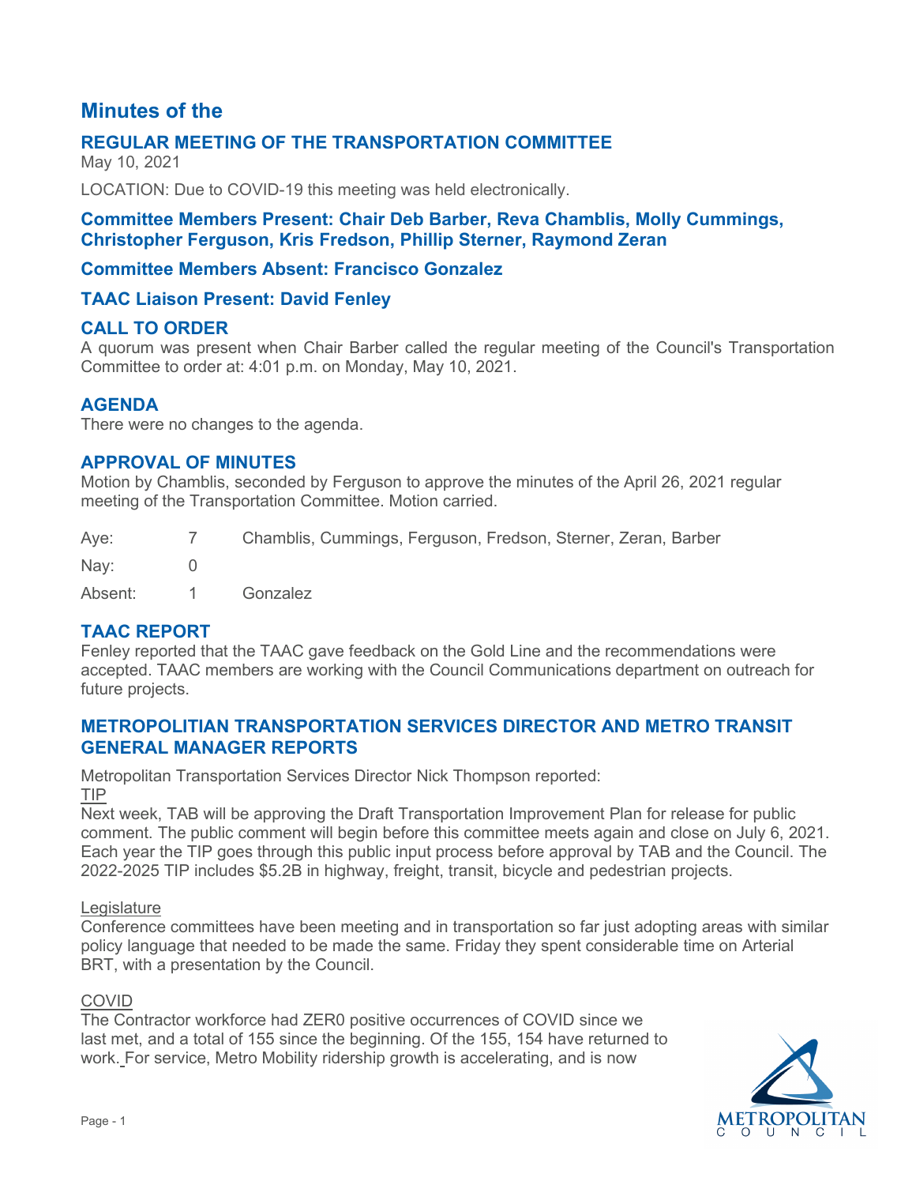# Minutes of the

## REGULAR MEETING OF THE TRANSPORTATION COMMITTEE

May 10, 2021

LOCATION: Due to COVID-19 this meeting was held electronically.

### Committee Members Present: Chair Deb Barber, Reva Chamblis, Molly Cummings, Christopher Ferguson, Kris Fredson, Phillip Sterner, Raymond Zeran

### Committee Members Absent: Francisco Gonzalez

### TAAC Liaison Present: David Fenley

## CALL TO ORDER

A quorum was present when Chair Barber called the regular meeting of the Council's Transportation Committee to order at: 4:01 p.m. on Monday, May 10, 2021.

## AGENDA

There were no changes to the agenda.

## APPROVAL OF MINUTES

Motion by Chamblis, seconded by Ferguson to approve the minutes of the April 26, 2021 regular meeting of the Transportation Committee. Motion carried.

| | | |
|---|---|---|
| Aye: | 7 | Chamblis, Cummings, Ferguson, Fredson, Sterner, Zeran, Barber |
| Nay: | 0 | |
| Absent: | 1 | Gonzalez |

## TAAC REPORT

Fenley reported that the TAAC gave feedback on the Gold Line and the recommendations were accepted. TAAC members are working with the Council Communications department on outreach for future projects.

## METROPOLITAN TRANSPORTATION SERVICES DIRECTOR AND METRO TRANSIT GENERAL MANAGER REPORTS

Metropolitan Transportation Services Director Nick Thompson reported:

TIP

Next week, TAB will be approving the Draft Transportation Improvement Plan for release for public comment. The public comment will begin before this committee meets again and close on July 6, 2021. Each year the TIP goes through this public input process before approval by TAB and the Council. The 2022-2025 TIP includes $5.2B in highway, freight, transit, bicycle and pedestrian projects.

Legislature

Conference committees have been meeting and in transportation so far just adopting areas with similar policy language that needed to be made the same. Friday they spent considerable time on Arterial BRT, with a presentation by the Council.

COVID

The Contractor workforce had ZER0 positive occurrences of COVID since we last met, and a total of 155 since the beginning. Of the 155, 154 have returned to work. For service, Metro Mobility ridership growth is accelerating, and is now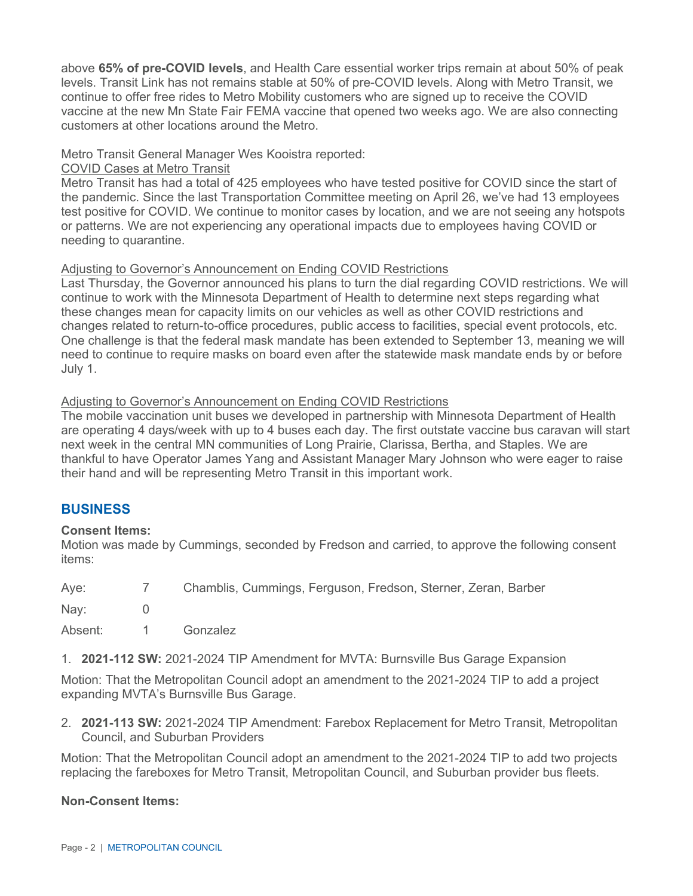above **65% of pre-COVID levels**, and Health Care essential worker trips remain at about 50% of peak levels. Transit Link has not remains stable at 50% of pre-COVID levels. Along with Metro Transit, we continue to offer free rides to Metro Mobility customers who are signed up to receive the COVID vaccine at the new Mn State Fair FEMA vaccine that opened two weeks ago. We are also connecting customers at other locations around the Metro.

Metro Transit General Manager Wes Kooistra reported:

<u>COVID Cases at Metro Transit</u>

Metro Transit has had a total of 425 employees who have tested positive for COVID since the start of the pandemic. Since the last Transportation Committee meeting on April 26, we've had 13 employees test positive for COVID. We continue to monitor cases by location, and we are not seeing any hotspots or patterns. We are not experiencing any operational impacts due to employees having COVID or needing to quarantine.

<u>Adjusting to Governor's Announcement on Ending COVID Restrictions</u>

Last Thursday, the Governor announced his plans to turn the dial regarding COVID restrictions. We will continue to work with the Minnesota Department of Health to determine next steps regarding what these changes mean for capacity limits on our vehicles as well as other COVID restrictions and changes related to return-to-office procedures, public access to facilities, special event protocols, etc. One challenge is that the federal mask mandate has been extended to September 13, meaning we will need to continue to require masks on board even after the statewide mask mandate ends by or before July 1.

<u>Adjusting to Governor's Announcement on Ending COVID Restrictions</u>

The mobile vaccination unit buses we developed in partnership with Minnesota Department of Health are operating 4 days/week with up to 4 buses each day. The first outstate vaccine bus caravan will start next week in the central MN communities of Long Prairie, Clarissa, Bertha, and Staples. We are thankful to have Operator James Yang and Assistant Manager Mary Johnson who were eager to raise their hand and will be representing Metro Transit in this important work.

## BUSINESS

**Consent Items:**

Motion was made by Cummings, seconded by Fredson and carried, to approve the following consent items:

| | | |
|---|---|---|
| Aye: | 7 | Chamblis, Cummings, Ferguson, Fredson, Sterner, Zeran, Barber |
| Nay: | 0 | |
| Absent: | 1 | Gonzalez |

1. **2021-112 SW:** 2021-2024 TIP Amendment for MVTA: Burnsville Bus Garage Expansion

Motion: That the Metropolitan Council adopt an amendment to the 2021-2024 TIP to add a project expanding MVTA's Burnsville Bus Garage.

2. **2021-113 SW:** 2021-2024 TIP Amendment: Farebox Replacement for Metro Transit, Metropolitan Council, and Suburban Providers

Motion: That the Metropolitan Council adopt an amendment to the 2021-2024 TIP to add two projects replacing the fareboxes for Metro Transit, Metropolitan Council, and Suburban provider bus fleets.

**Non-Consent Items:**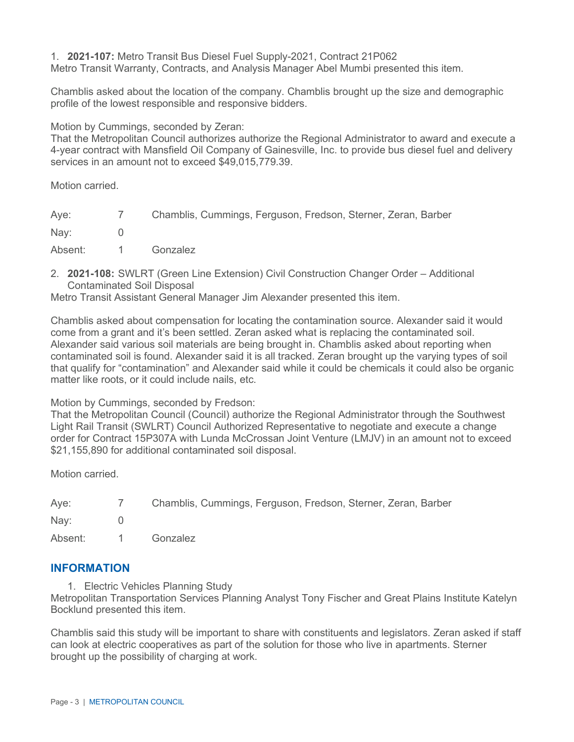1. **2021-107:** Metro Transit Bus Diesel Fuel Supply-2021, Contract 21P062

Metro Transit Warranty, Contracts, and Analysis Manager Abel Mumbi presented this item.

Chamblis asked about the location of the company. Chamblis brought up the size and demographic profile of the lowest responsible and responsive bidders.

Motion by Cummings, seconded by Zeran:

That the Metropolitan Council authorizes authorize the Regional Administrator to award and execute a 4-year contract with Mansfield Oil Company of Gainesville, Inc. to provide bus diesel fuel and delivery services in an amount not to exceed $49,015,779.39.

Motion carried.

| | | |
|---|---|---|
| Aye: | 7 | Chamblis, Cummings, Ferguson, Fredson, Sterner, Zeran, Barber |
| Nay: | 0 | |
| Absent: | 1 | Gonzalez |

2. **2021-108:** SWLRT (Green Line Extension) Civil Construction Changer Order – Additional Contaminated Soil Disposal

Metro Transit Assistant General Manager Jim Alexander presented this item.

Chamblis asked about compensation for locating the contamination source. Alexander said it would come from a grant and it's been settled. Zeran asked what is replacing the contaminated soil. Alexander said various soil materials are being brought in. Chamblis asked about reporting when contaminated soil is found. Alexander said it is all tracked. Zeran brought up the varying types of soil that qualify for "contamination" and Alexander said while it could be chemicals it could also be organic matter like roots, or it could include nails, etc.

Motion by Cummings, seconded by Fredson:

That the Metropolitan Council (Council) authorize the Regional Administrator through the Southwest Light Rail Transit (SWLRT) Council Authorized Representative to negotiate and execute a change order for Contract 15P307A with Lunda McCrossan Joint Venture (LMJV) in an amount not to exceed $21,155,890 for additional contaminated soil disposal.

Motion carried.

| | | |
|---|---|---|
| Aye: | 7 | Chamblis, Cummings, Ferguson, Fredson, Sterner, Zeran, Barber |
| Nay: | 0 | |
| Absent: | 1 | Gonzalez |

## INFORMATION

1. Electric Vehicles Planning Study

Metropolitan Transportation Services Planning Analyst Tony Fischer and Great Plains Institute Katelyn Bocklund presented this item.

Chamblis said this study will be important to share with constituents and legislators. Zeran asked if staff can look at electric cooperatives as part of the solution for those who live in apartments. Sterner brought up the possibility of charging at work.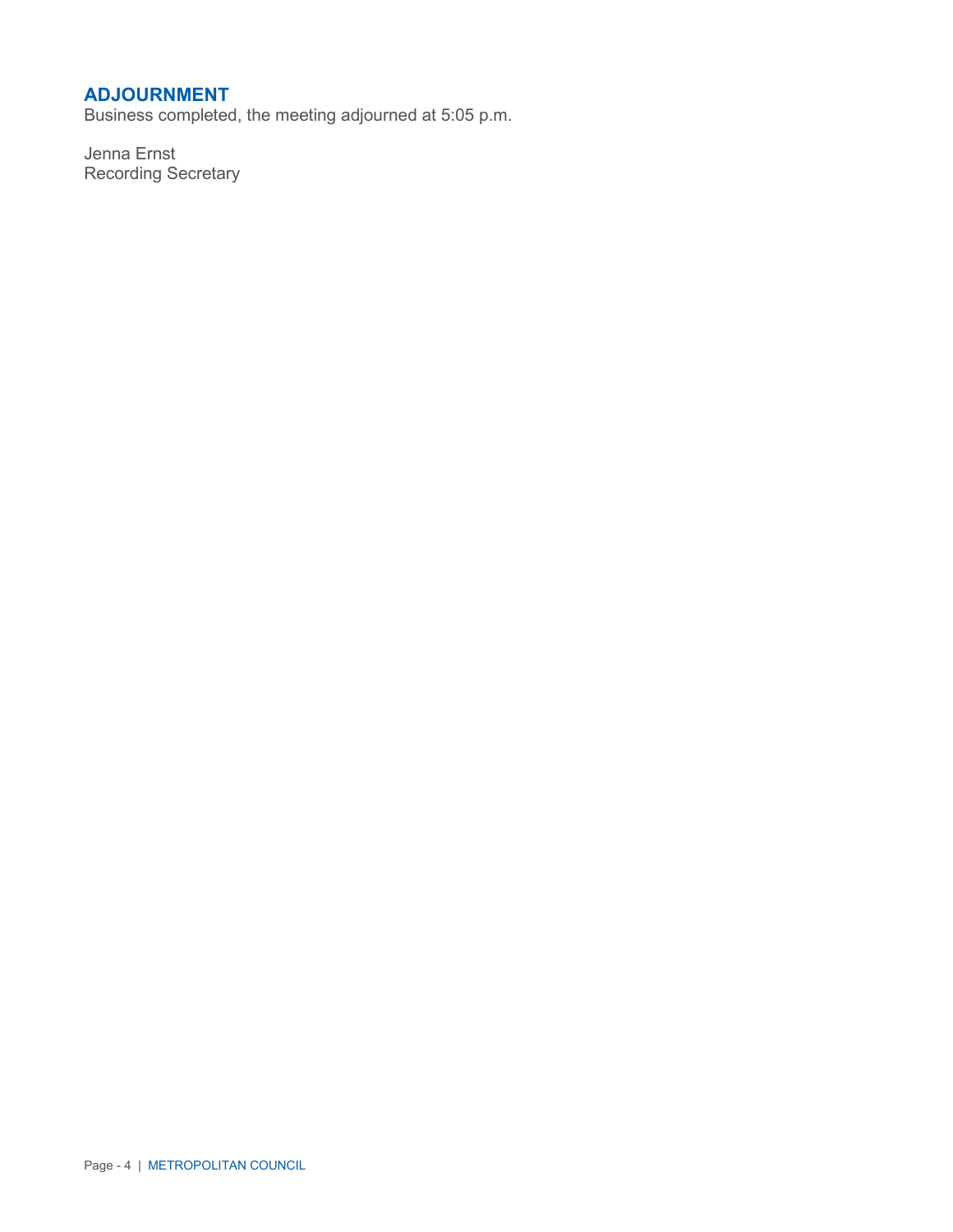## ADJOURNMENT

Business completed, the meeting adjourned at 5:05 p.m.

Jenna Ernst
Recording Secretary